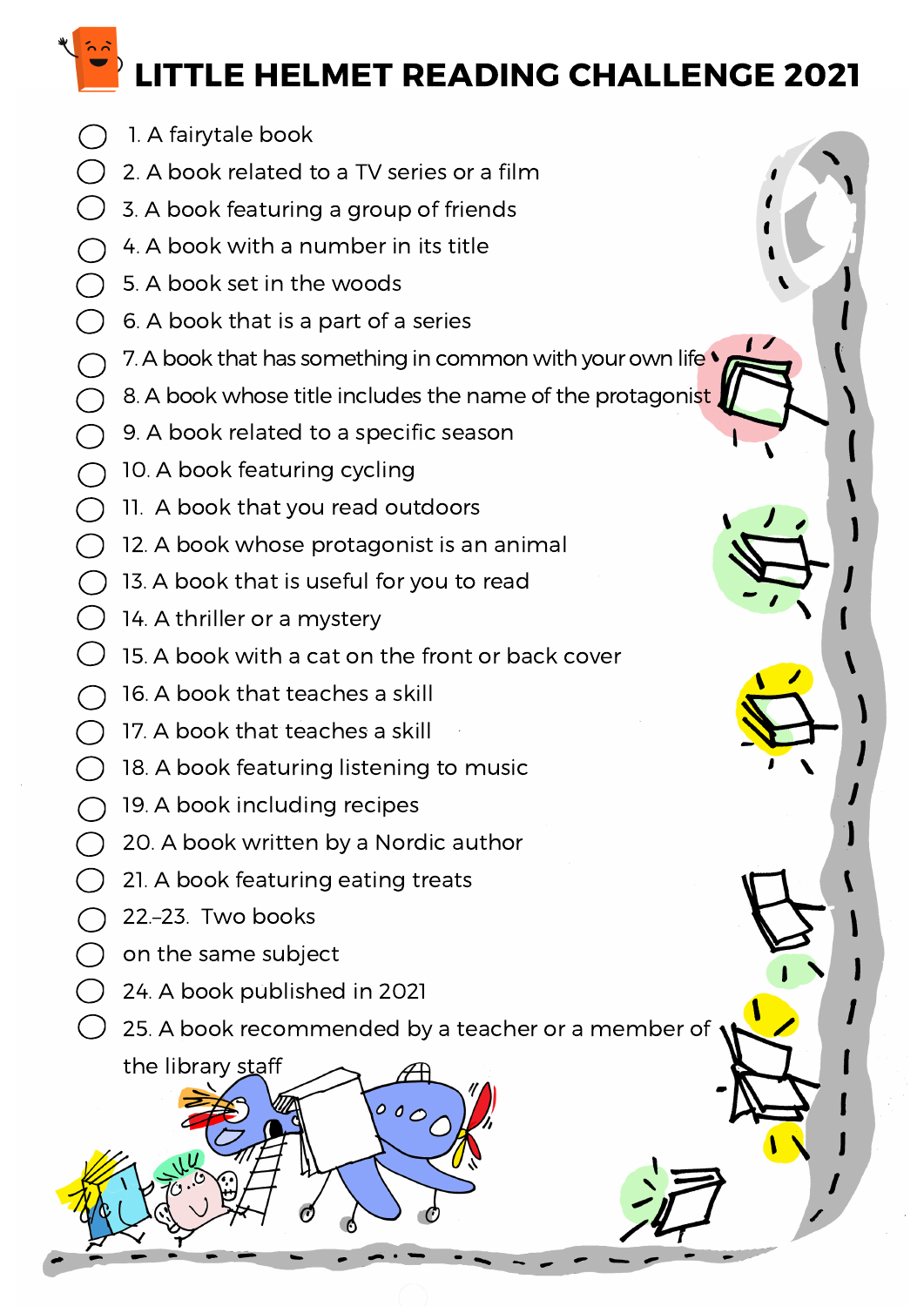# LITTLE HELMET READING CHALLENGE 2021

- ◯ 1. A fairytale book
- ◯ 2. A book related to a TV series or a film
- ◯ 3. A book featuring a group of friends
- ◯ 4. A book with a number in its title
- ◯ 5. A book set in the woods
- ◯ 6. A book that is a part of a series
- ◯ 7. A book that has something in common with your own life
- ◯ 8. A book whose title includes the name of the protagonist
- ◯ 9. A book related to a specific season
- ◯ 10. A book featuring cycling
- ◯ 11. A book that you read outdoors
- ◯ 12. A book whose protagonist is an animal
- ◯ 13. A book that is useful for you to read
- ◯ 14. A thriller or a mystery
- ◯ 15. A book with a cat on the front or back cover
- ◯ 16. A book that teaches a skill
- ◯ 17. A book that teaches a skill
- ◯ 18. A book featuring listening to music
- ◯ 19. A book including recipes
- ◯ 20. A book written by a Nordic author
- ◯ 21. A book featuring eating treats
- ◯ 22.–23. Two books
- ◯ on the same subject
- ◯ 24. A book published in 2021
- ◯ 25. A book recommended by a teacher or a member of the library staff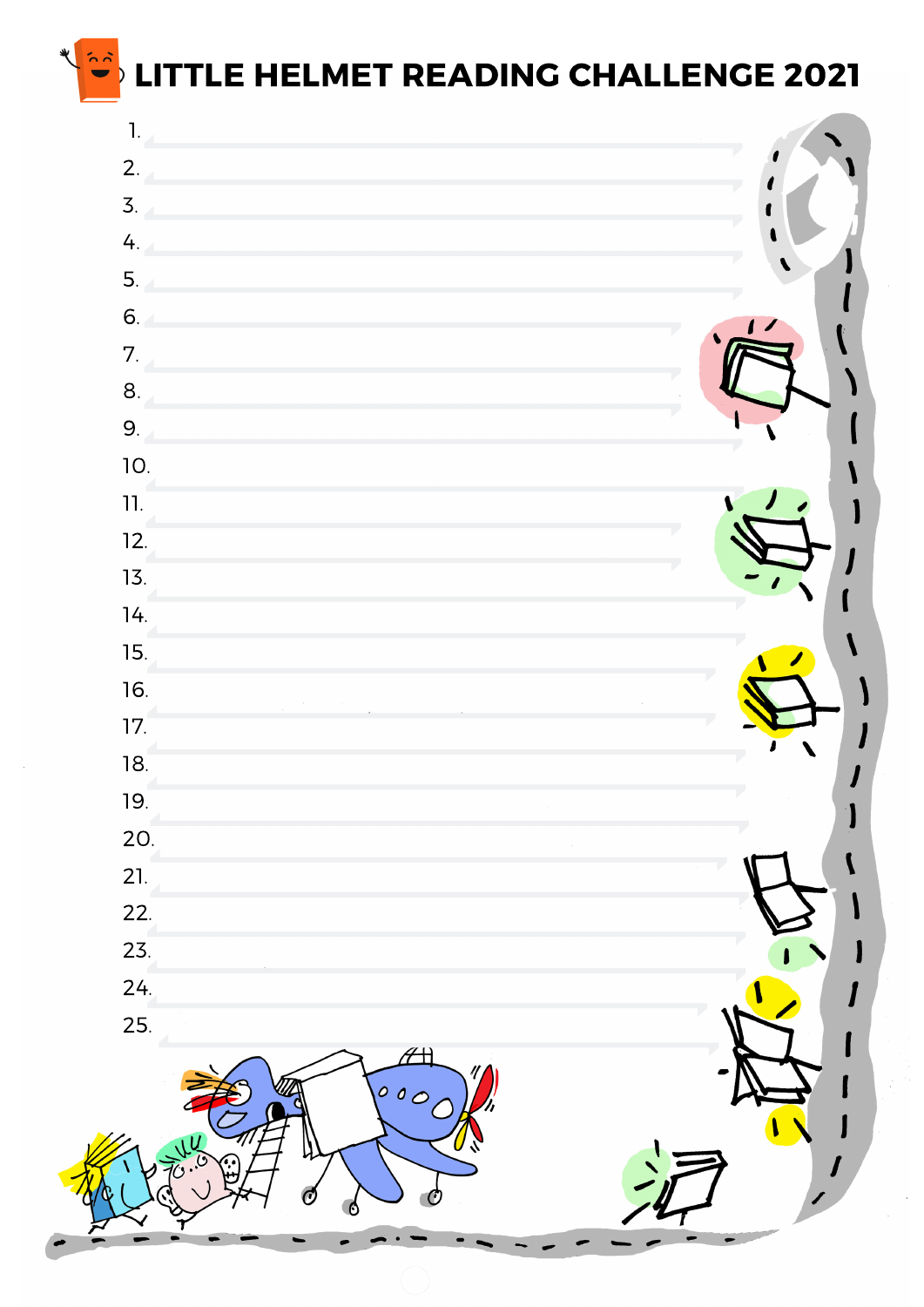# LITTLE HELMET READING CHALLENGE 2021

1.
2.
3.
4.
5.
6.
7.
8.
9.
10.
11.
12.
13.
14.
15.
16.
17.
18.
19.
20.
21.
22.
23.
24.
25.